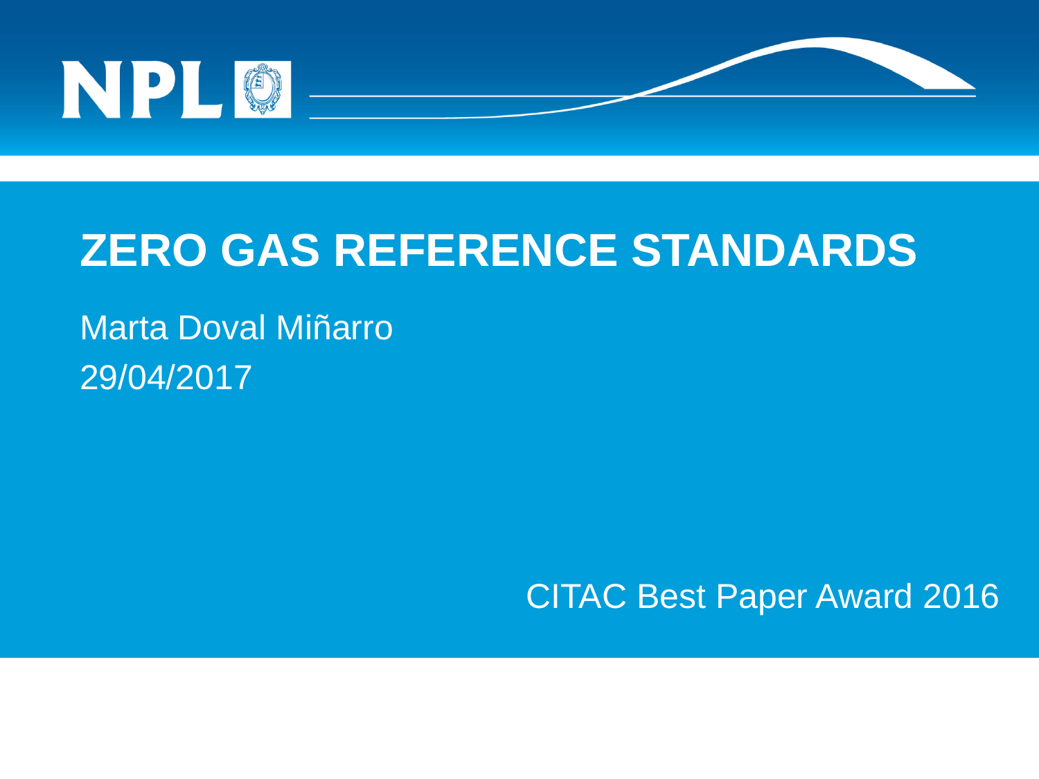NPL

# ZERO GAS REFERENCE STANDARDS

Marta Doval Miñarro

29/04/2017

CITAC Best Paper Award 2016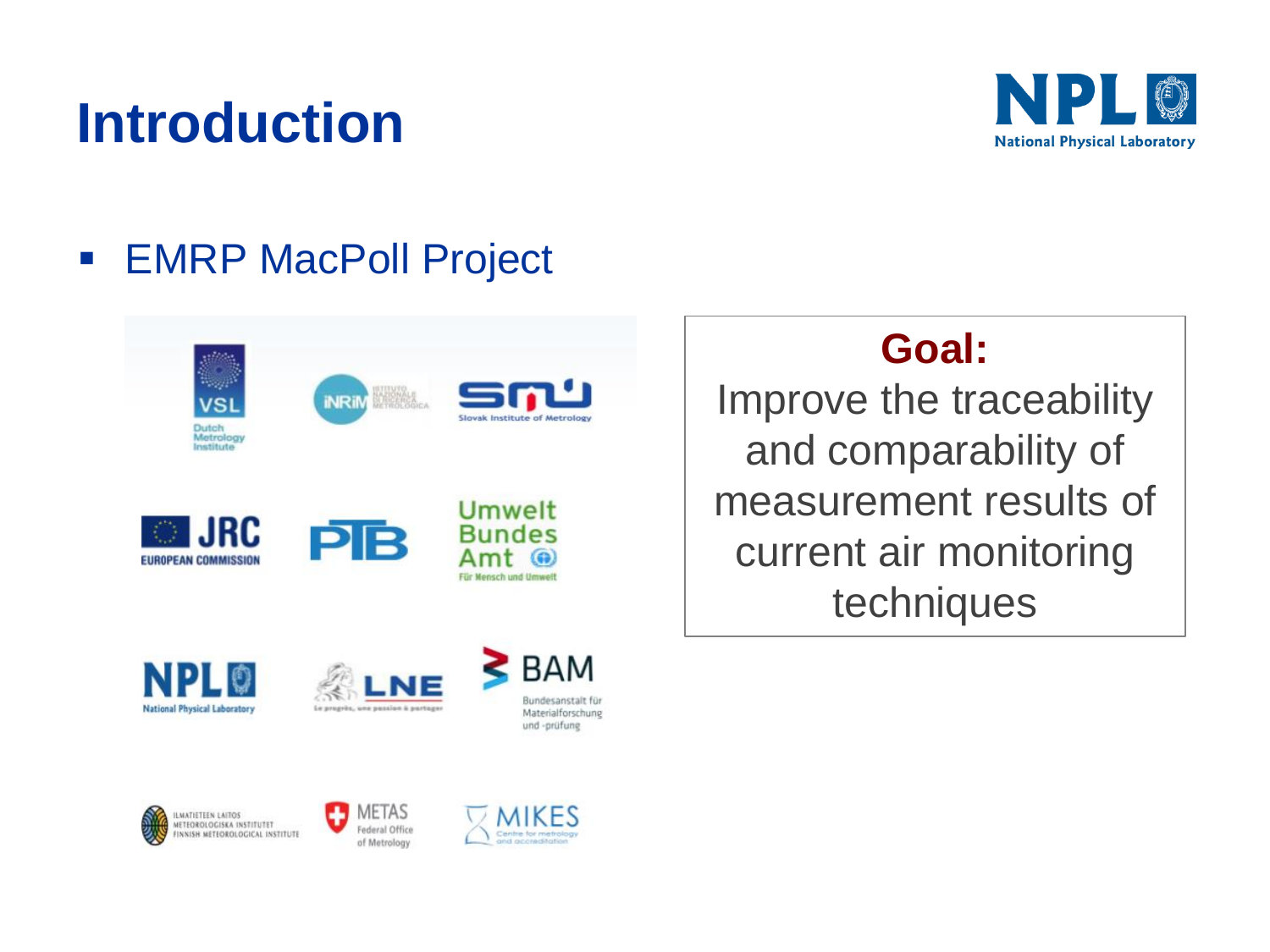# Introduction

- EMRP MacPoll Project

**Goal:**

Improve the traceability and comparability of measurement results of current air monitoring techniques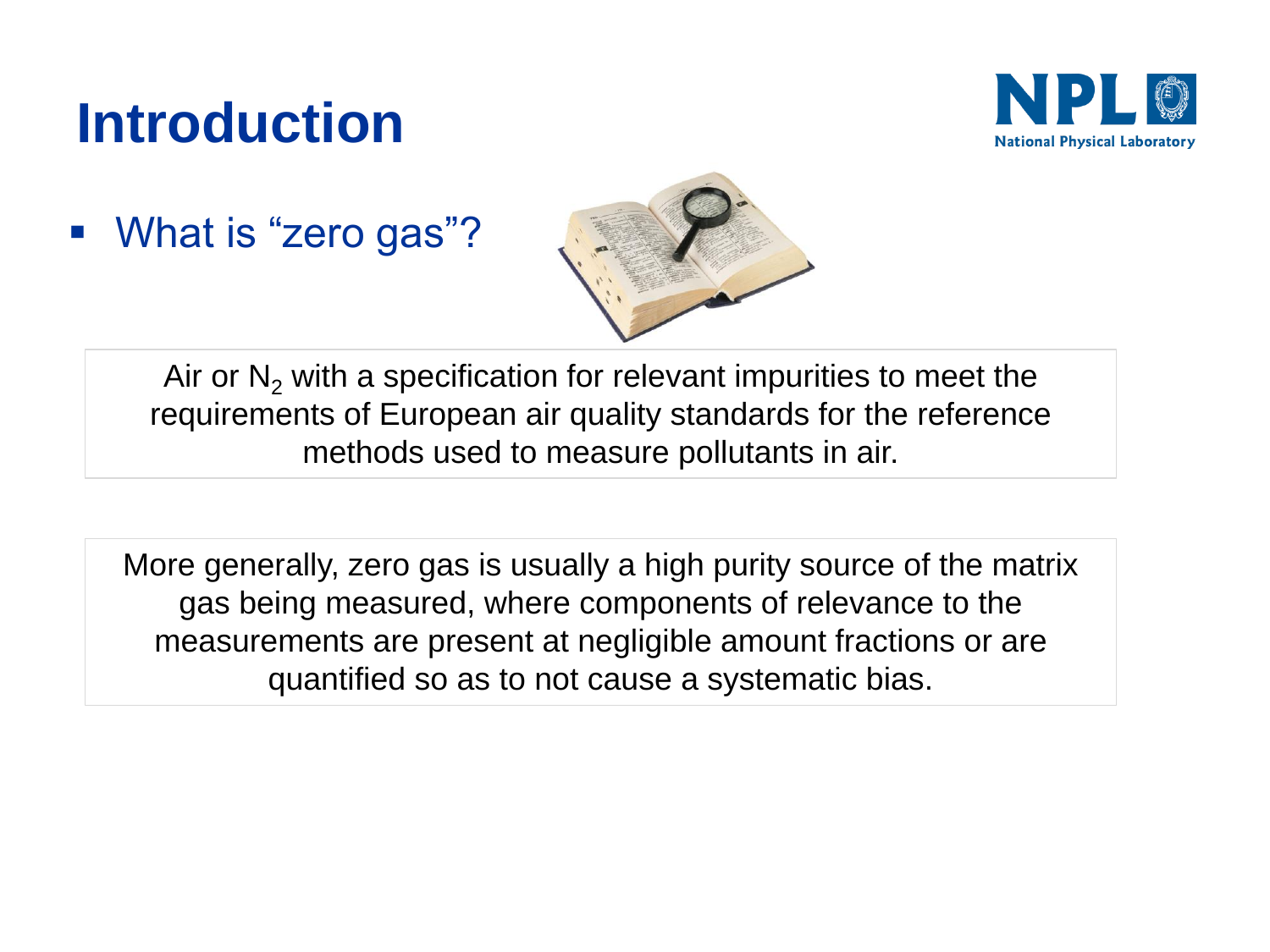# Introduction

- What is "zero gas"?

Air or $N_2$ with a specification for relevant impurities to meet the requirements of European air quality standards for the reference methods used to measure pollutants in air.

More generally, zero gas is usually a high purity source of the matrix gas being measured, where components of relevance to the measurements are present at negligible amount fractions or are quantified so as to not cause a systematic bias.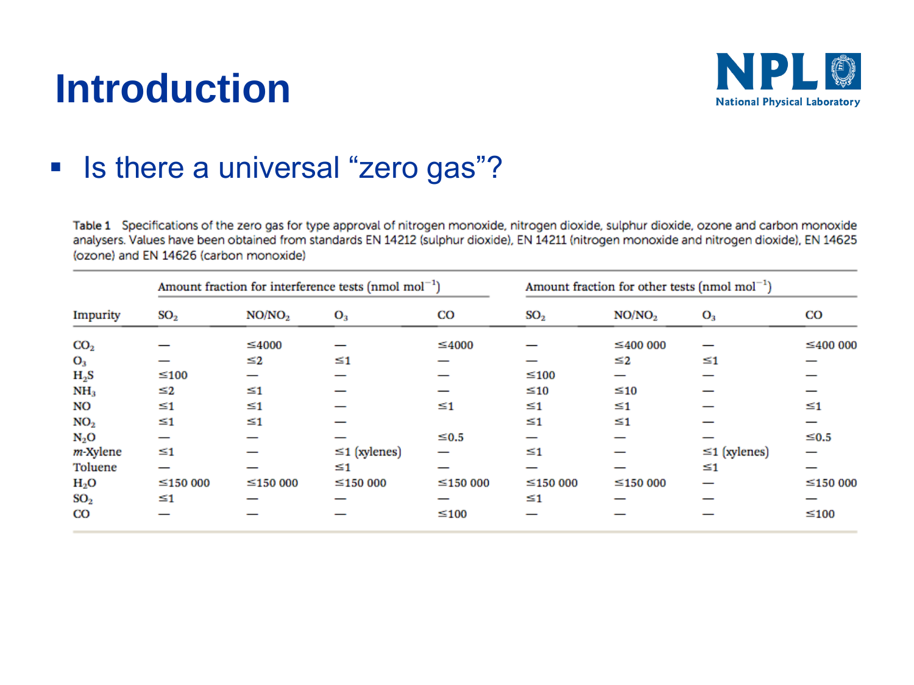# Introduction

- Is there a universal "zero gas"?

Table 1 Specifications of the zero gas for type approval of nitrogen monoxide, nitrogen dioxide, sulphur dioxide, ozone and carbon monoxide analysers. Values have been obtained from standards EN 14212 (sulphur dioxide), EN 14211 (nitrogen monoxide and nitrogen dioxide), EN 14625 (ozone) and EN 14626 (carbon monoxide)

| | Amount fraction for interference tests (nmol $mol^{-1}$) | | | | Amount fraction for other tests (nmol $mol^{-1}$) | | | |
|---|---|---|---|---|---|---|---|---|
| Impurity | $SO_2$ | $NO/NO_2$ | $O_3$ | CO | $SO_2$ | $NO/NO_2$ | $O_3$ | CO |
| $CO_2$ | — | ≤4000 | — | ≤4000 | — | ≤400 000 | — | ≤400 000 |
| $O_3$ | — | ≤2 | ≤1 | — | — | ≤2 | ≤1 | — |
| $H_2S$ | ≤100 | — | — | — | ≤100 | — | — | — |
| $NH_3$ | ≤2 | ≤1 | — | — | ≤10 | ≤10 | — | — |
| NO | ≤1 | ≤1 | — | ≤1 | ≤1 | ≤1 | — | ≤1 |
| $NO_2$ | ≤1 | ≤1 | — | | ≤1 | ≤1 | — | — |
| $N_2O$ | — | — | — | ≤0.5 | — | — | — | ≤0.5 |
| *m*-Xylene | ≤1 | — | ≤1 (xylenes) | — | ≤1 | — | ≤1 (xylenes) | — |
| Toluene | — | — | ≤1 | — | — | — | ≤1 | — |
| $H_2O$ | ≤150 000 | ≤150 000 | ≤150 000 | ≤150 000 | ≤150 000 | ≤150 000 | — | ≤150 000 |
| $SO_2$ | ≤1 | — | — | — | ≤1 | — | — | — |
| CO | — | — | — | ≤100 | — | — | — | ≤100 |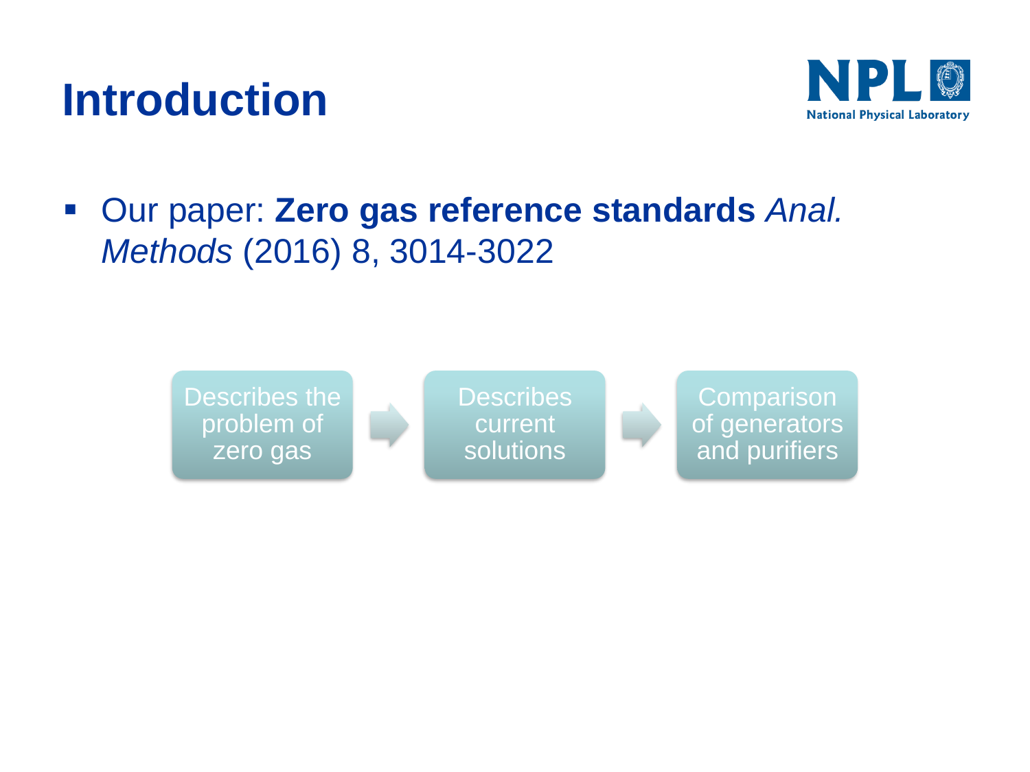# Introduction

- Our paper: **Zero gas reference standards** *Anal. Methods* (2016) 8, 3014-3022

Describes the problem of zero gas → Describes current solutions → Comparison of generators and purifiers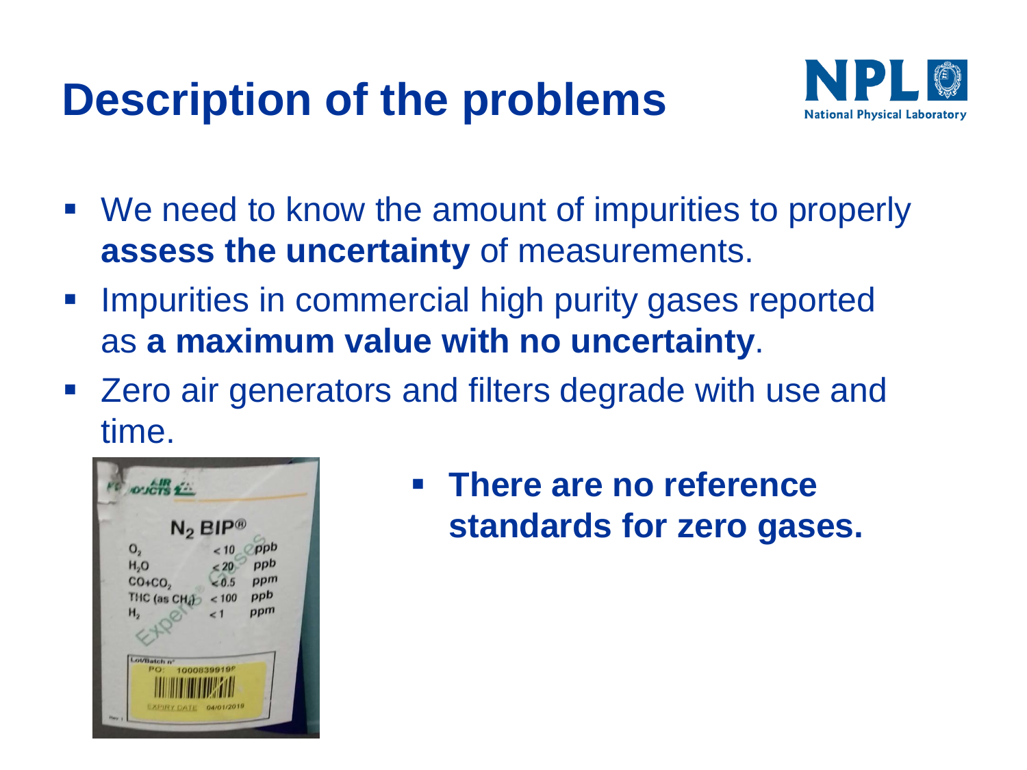# Description of the problems

- We need to know the amount of impurities to properly **assess the uncertainty** of measurements.
- Impurities in commercial high purity gases reported as **a maximum value with no uncertainty**.
- Zero air generators and filters degrade with use and time.
- **There are no reference standards for zero gases.**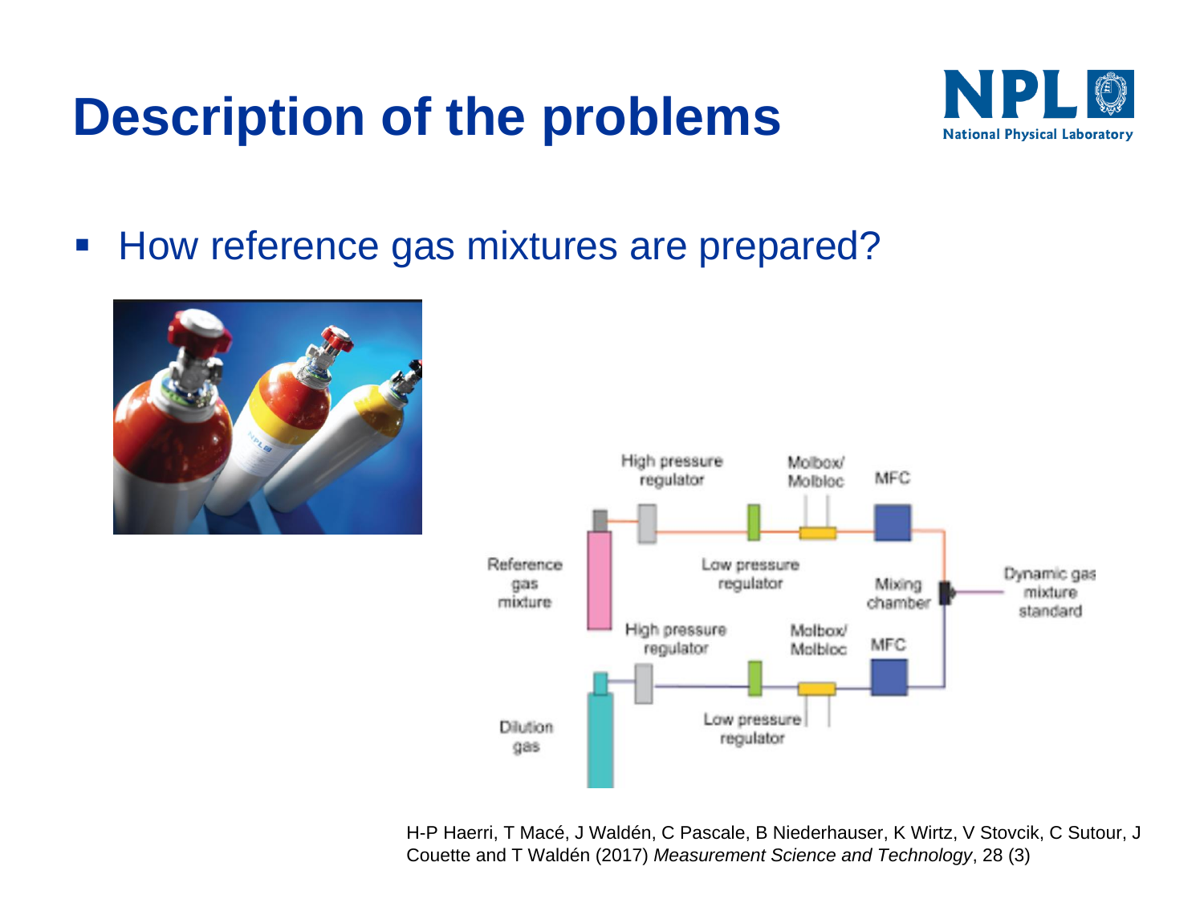# Description of the problems

- How reference gas mixtures are prepared?

H-P Haerri, T Macé, J Waldén, C Pascale, B Niederhauser, K Wirtz, V Stovcik, C Sutour, J Couette and T Waldén (2017) *Measurement Science and Technology*, 28 (3)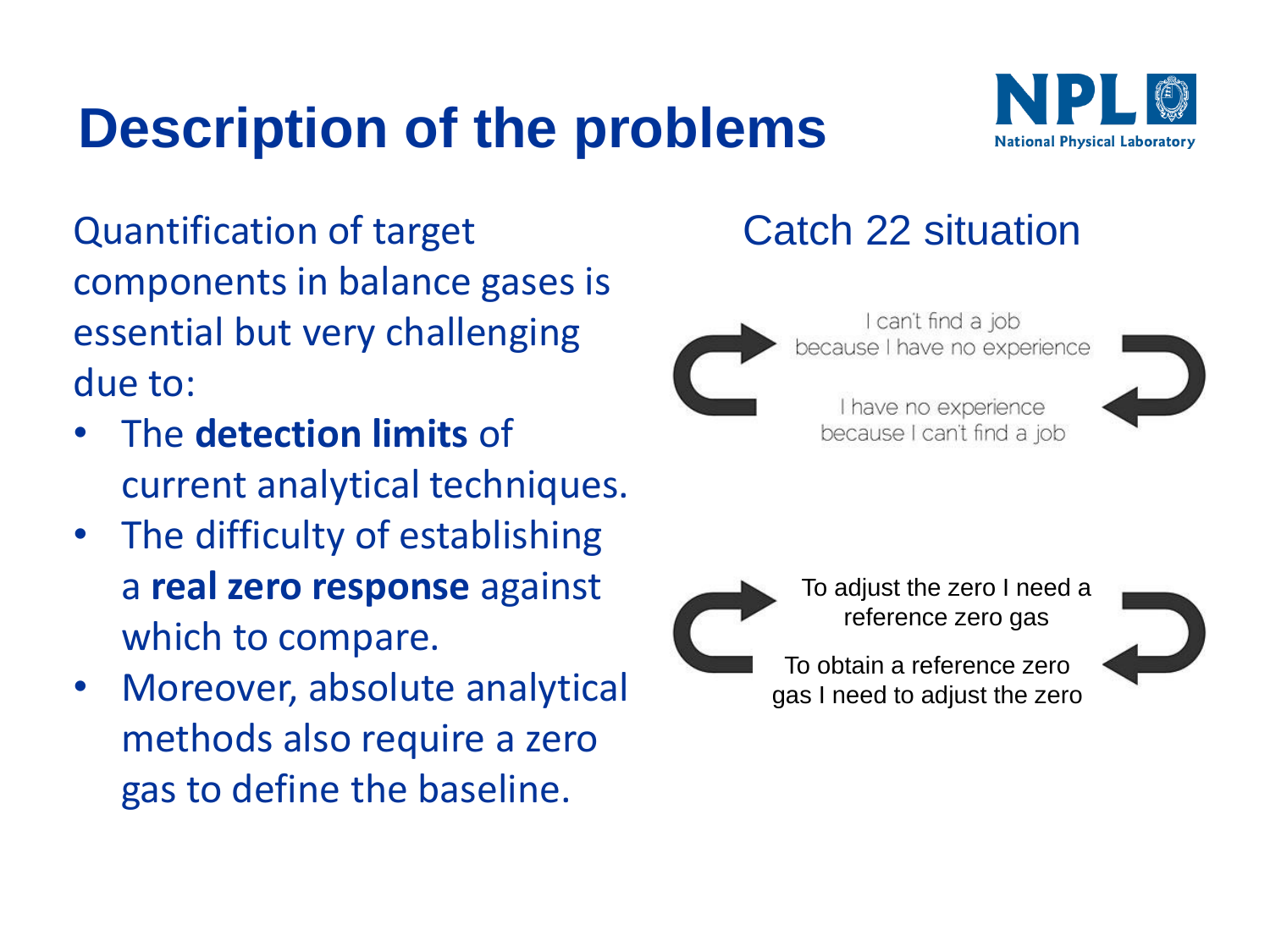# Description of the problems

Quantification of target components in balance gases is essential but very challenging due to:

- The **detection limits** of current analytical techniques.
- The difficulty of establishing a **real zero response** against which to compare.
- Moreover, absolute analytical methods also require a zero gas to define the baseline.

## Catch 22 situation

I can't find a job because I have no experience

I have no experience because I can't find a job

To adjust the zero I need a reference zero gas

To obtain a reference zero gas I need to adjust the zero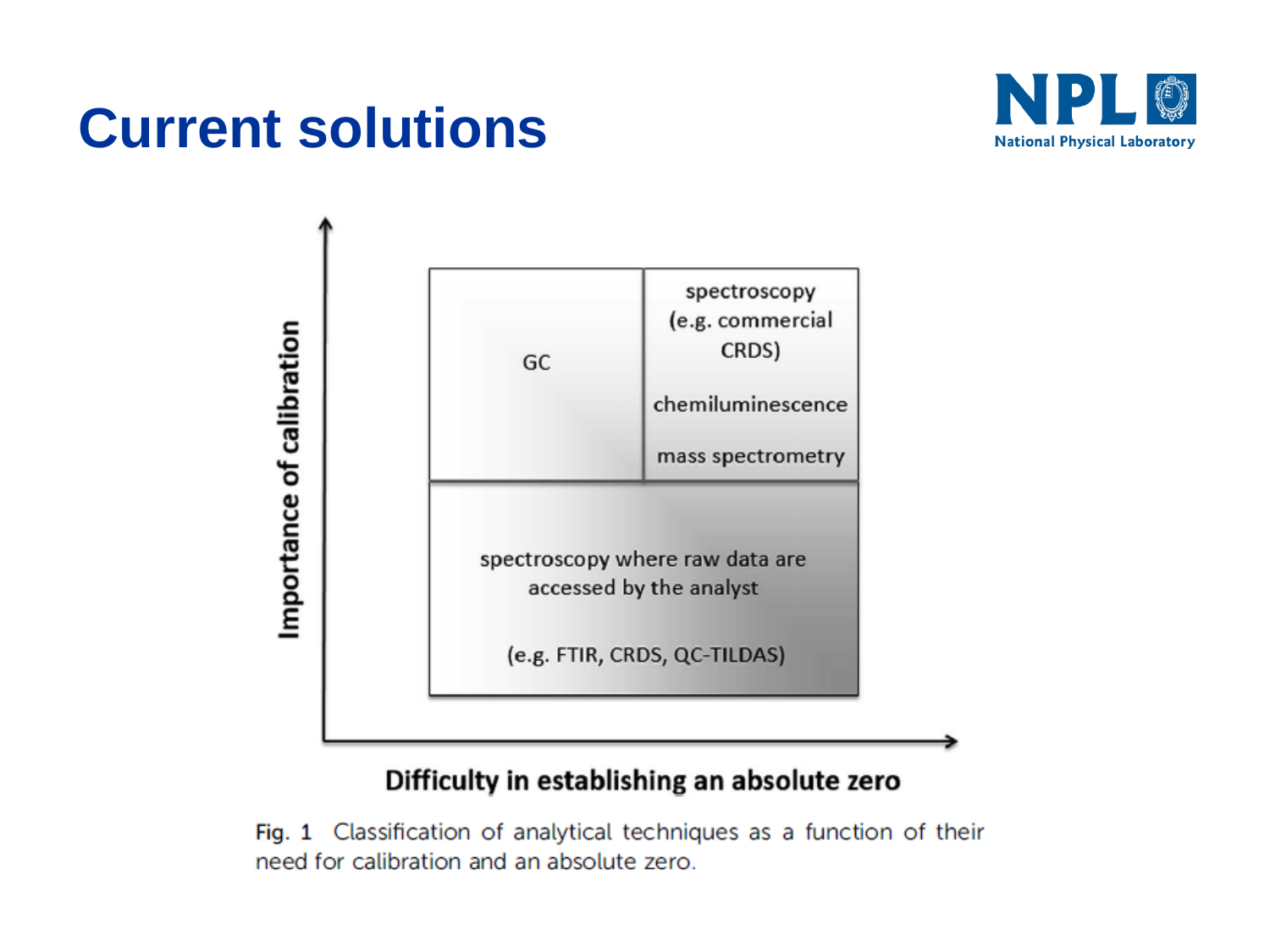# Current solutions

| Importance of calibration ↑ | | |
|---|---|---|
| | GC | spectroscopy (e.g. commercial CRDS)<br><br>chemiluminescence<br><br>mass spectrometry |
| | spectroscopy where raw data are accessed by the analyst<br><br>(e.g. FTIR, CRDS, QC-TILDAS) | |

Difficulty in establishing an absolute zero →

**Fig. 1** Classification of analytical techniques as a function of their need for calibration and an absolute zero.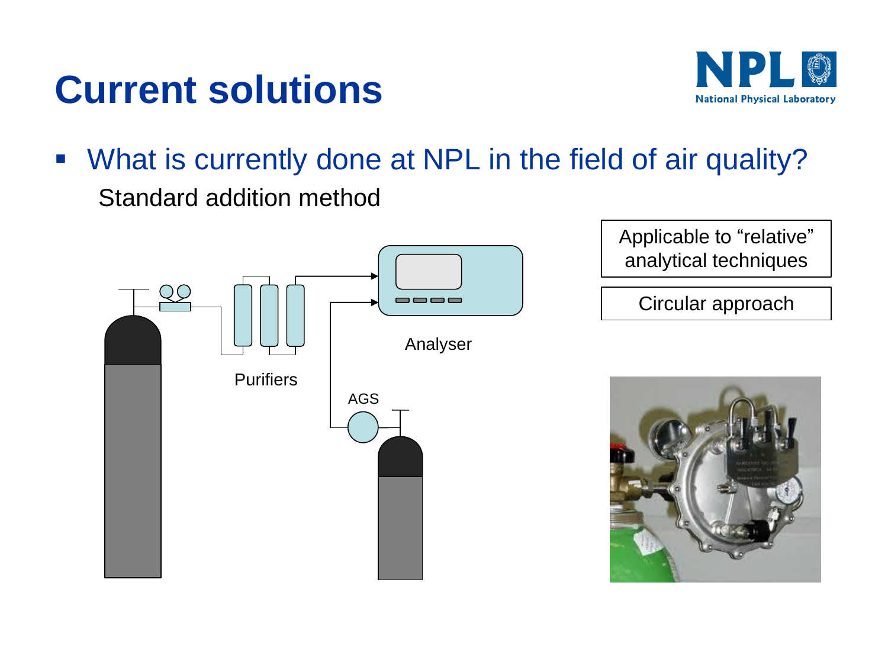# Current solutions

- What is currently done at NPL in the field of air quality?

  Standard addition method

Purifiers

AGS

Analyser

Applicable to "relative" analytical techniques

Circular approach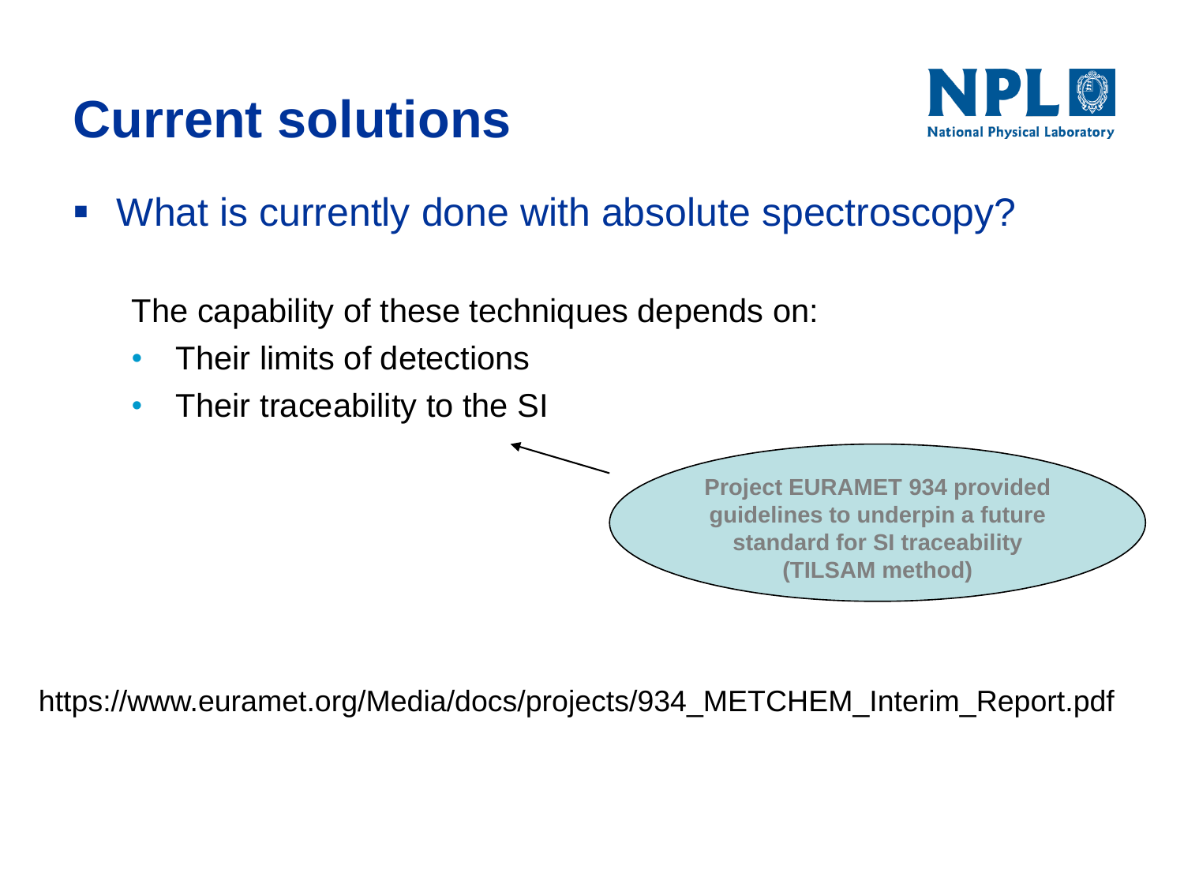# Current solutions

- What is currently done with absolute spectroscopy?

The capability of these techniques depends on:

- Their limits of detections
- Their traceability to the SI

**Project EURAMET 934 provided guidelines to underpin a future standard for SI traceability (TILSAM method)**

https://www.euramet.org/Media/docs/projects/934_METCHEM_Interim_Report.pdf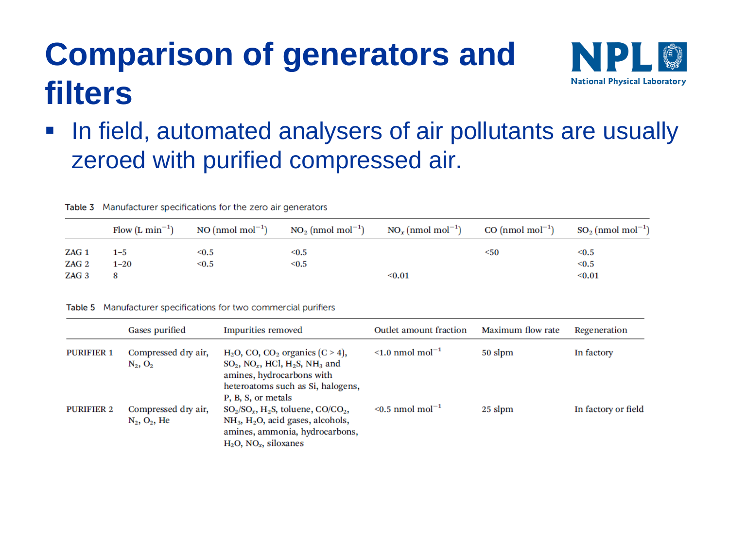# Comparison of generators and filters

- In field, automated analysers of air pollutants are usually zeroed with purified compressed air.

Table 3 Manufacturer specifications for the zero air generators

| | Flow (L $min^{-1}$) | NO (nmol $mol^{-1}$) | $NO_2$ (nmol $mol^{-1}$) | $NO_x$ (nmol $mol^{-1}$) | CO (nmol $mol^{-1}$) | $SO_2$ (nmol $mol^{-1}$) |
|---|---|---|---|---|---|---|
| ZAG 1 | 1–5 | <0.5 | <0.5 | | <50 | <0.5 |
| ZAG 2 | 1–20 | <0.5 | <0.5 | | | <0.5 |
| ZAG 3 | 8 | | | <0.01 | | <0.01 |

Table 5 Manufacturer specifications for two commercial purifiers

| | Gases purified | Impurities removed | Outlet amount fraction | Maximum flow rate | Regeneration |
|---|---|---|---|---|---|
| PURIFIER 1 | Compressed dry air, $N_2$, $O_2$ | $H_2O$, CO, $CO_2$ organics (C > 4), $SO_2$, $NO_x$, HCl, $H_2S$, $NH_3$ and amines, hydrocarbons with heteroatoms such as Si, halogens, P, B, S, or metals | <1.0 nmol $mol^{-1}$ | 50 slpm | In factory |
| PURIFIER 2 | Compressed dry air, $N_2$, $O_2$, He | $SO_2$/$SO_x$, $H_2S$, toluene, CO/$CO_2$, $NH_3$, $H_2O$, acid gases, alcohols, amines, ammonia, hydrocarbons, $H_2O$, $NO_x$, siloxanes | <0.5 nmol $mol^{-1}$ | 25 slpm | In factory or field |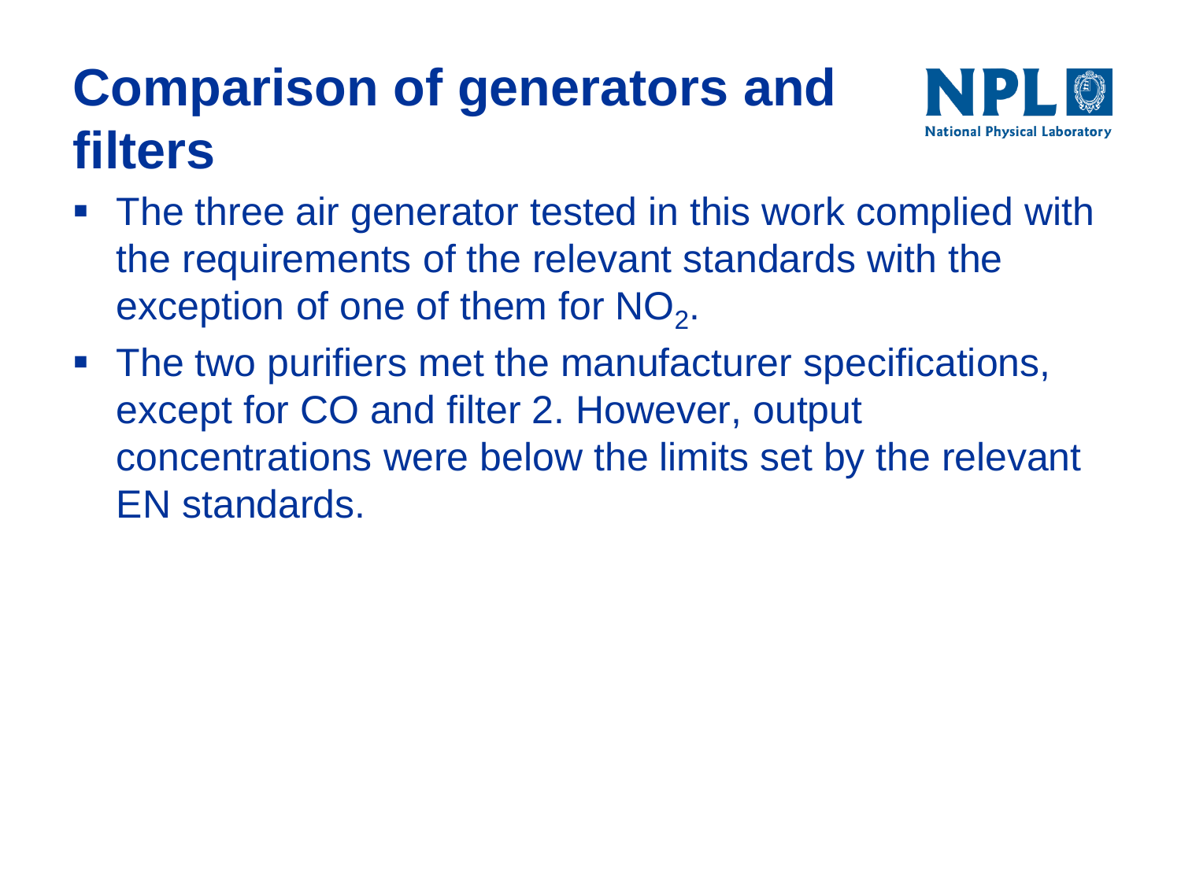# Comparison of generators and filters

- The three air generator tested in this work complied with the requirements of the relevant standards with the exception of one of them for $NO_2$.
- The two purifiers met the manufacturer specifications, except for CO and filter 2. However, output concentrations were below the limits set by the relevant EN standards.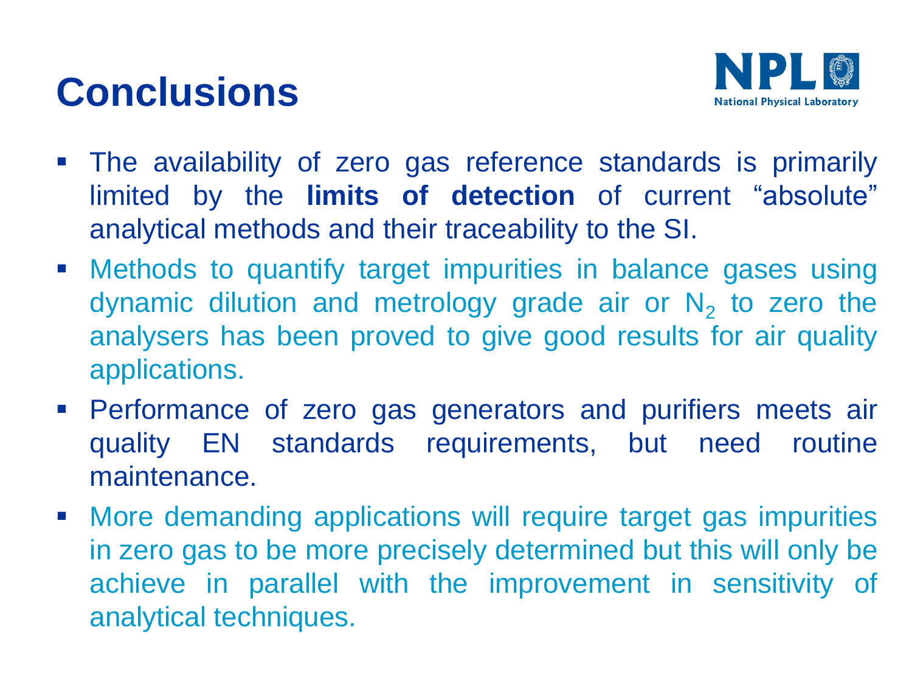# Conclusions

- The availability of zero gas reference standards is primarily limited by the **limits of detection** of current “absolute” analytical methods and their traceability to the SI.
- Methods to quantify target impurities in balance gases using dynamic dilution and metrology grade air or $N_2$ to zero the analysers has been proved to give good results for air quality applications.
- Performance of zero gas generators and purifiers meets air quality EN standards requirements, but need routine maintenance.
- More demanding applications will require target gas impurities in zero gas to be more precisely determined but this will only be achieve in parallel with the improvement in sensitivity of analytical techniques.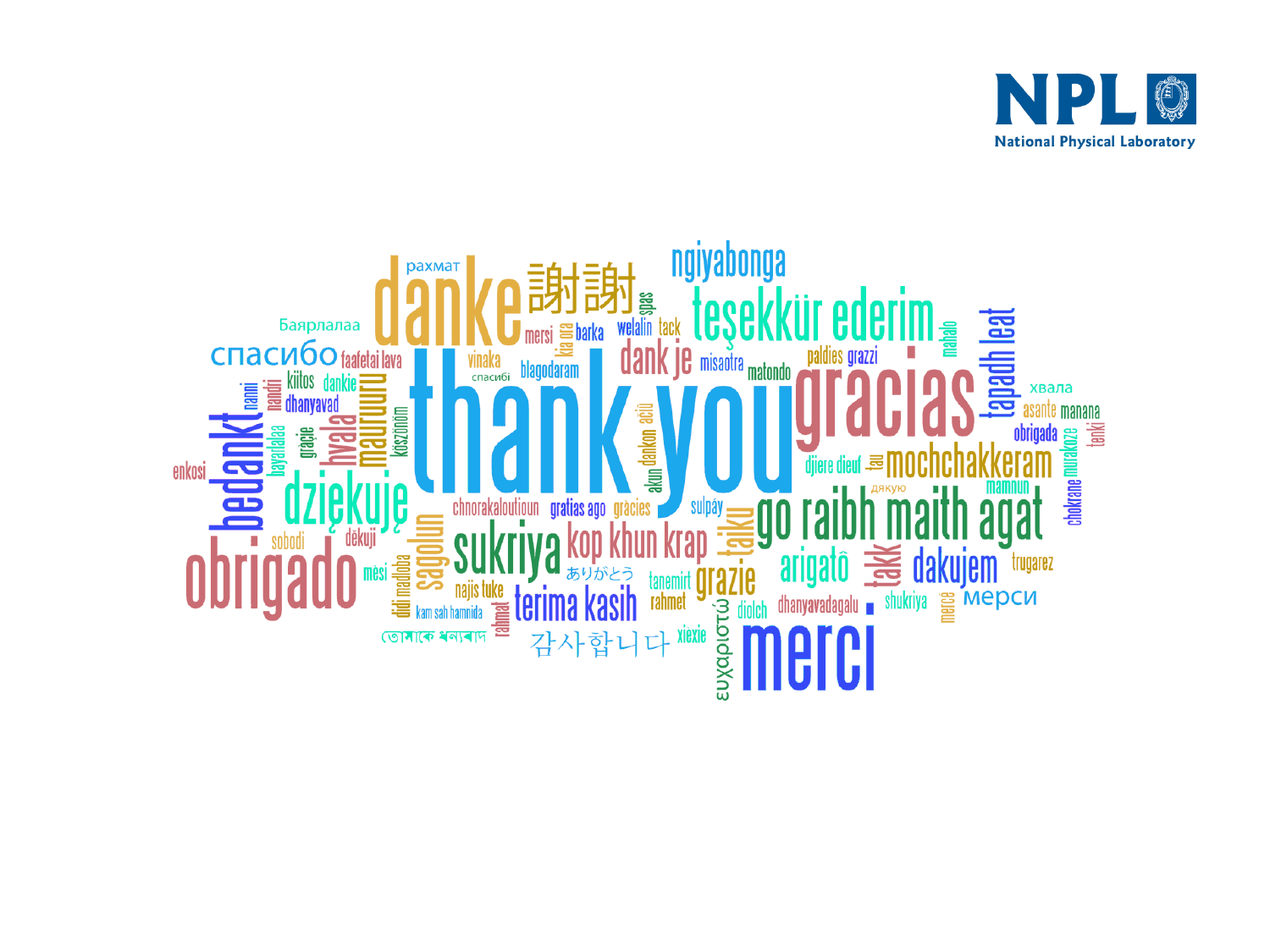thank you

danke
謝謝
ngiyabonga
рахмат
spas
Баярлалаа
спасибо
faafetai lava
mersi
kia ora
barka
welalin
tack
teşekkür ederim
mahalo
tapadh leat
vinaka
спасибі
blagodaram
dank je
misaotra
matondo
paldies
grazzi
gracias
хвала
asante
manana
nanni
nandri
kiitos
dankie
dhanyavad
bedankt
bayarlalaa
gràcie
hvala
mauruuru
köszönöm
dankon
aciū
akun
obrigada
murakoze
tenki
enkosi
dziękuję
djiere dieuf
tau
mochchakkeram
дякую
mamnun
chokrane
chnorakaloutioun
gratias ago
gràcies
sulpāy
taiku
go raibh maith agat
sobodi
dēkuji
sagolun
sukriya
kop khun krap
obrigado
mèsi
didi madloba
najis tuke
ありがとう
terima kasih
tanemirt
rahmet
grazie
arigatô
takk
dakujem
trugarez
kam sah hamnida
rahmat
shukriya
merce
мерси
তোমাকে ধন্যবাদ
감사합니다
xiexie
ευχαριστώ
diolch
dhanyavadagalu
merci